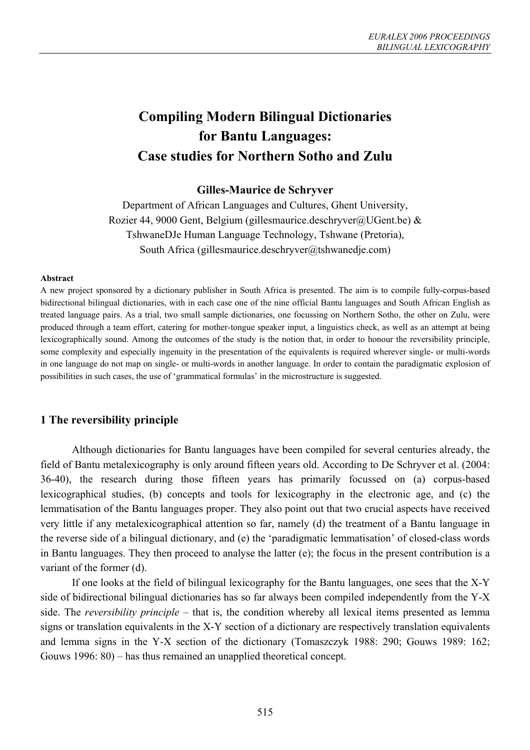# Compiling Modern Bilingual Dictionaries for Bantu Languages: Case studies for Northern Sotho and Zulu

**Gilles-Maurice de Schryver**

Department of African Languages and Cultures, Ghent University, Rozier 44, 9000 Gent, Belgium (gillesmaurice.deschryver@UGent.be) & TshwaneDJe Human Language Technology, Tshwane (Pretoria), South Africa (gillesmaurice.deschryver@tshwanedje.com)

**Abstract**

A new project sponsored by a dictionary publisher in South Africa is presented. The aim is to compile fully-corpus-based bidirectional bilingual dictionaries, with in each case one of the nine official Bantu languages and South African English as treated language pairs. As a trial, two small sample dictionaries, one focussing on Northern Sotho, the other on Zulu, were produced through a team effort, catering for mother-tongue speaker input, a linguistics check, as well as an attempt at being lexicographically sound. Among the outcomes of the study is the notion that, in order to honour the reversibility principle, some complexity and especially ingenuity in the presentation of the equivalents is required wherever single- or multi-words in one language do not map on single- or multi-words in another language. In order to contain the paradigmatic explosion of possibilities in such cases, the use of 'grammatical formulas' in the microstructure is suggested.

## 1 The reversibility principle

Although dictionaries for Bantu languages have been compiled for several centuries already, the field of Bantu metalexicography is only around fifteen years old. According to De Schryver et al. (2004: 36-40), the research during those fifteen years has primarily focussed on (a) corpus-based lexicographical studies, (b) concepts and tools for lexicography in the electronic age, and (c) the lemmatisation of the Bantu languages proper. They also point out that two crucial aspects have received very little if any metalexicographical attention so far, namely (d) the treatment of a Bantu language in the reverse side of a bilingual dictionary, and (e) the 'paradigmatic lemmatisation' of closed-class words in Bantu languages. They then proceed to analyse the latter (e); the focus in the present contribution is a variant of the former (d).

If one looks at the field of bilingual lexicography for the Bantu languages, one sees that the X-Y side of bidirectional bilingual dictionaries has so far always been compiled independently from the Y-X side. The *reversibility principle* – that is, the condition whereby all lexical items presented as lemma signs or translation equivalents in the X-Y section of a dictionary are respectively translation equivalents and lemma signs in the Y-X section of the dictionary (Tomaszczyk 1988: 290; Gouws 1989: 162; Gouws 1996: 80) – has thus remained an unapplied theoretical concept.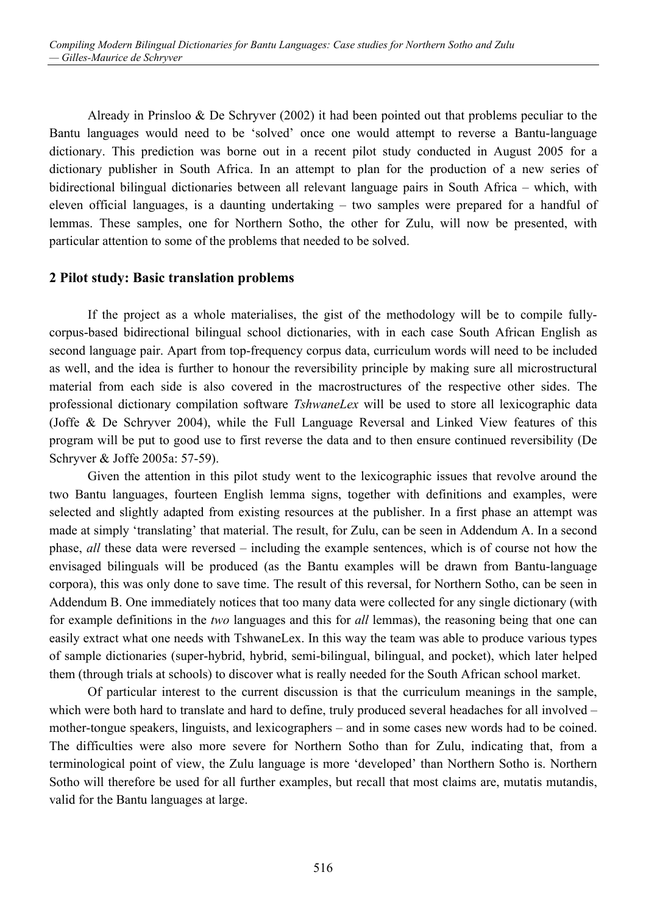Already in Prinsloo & De Schryver (2002) it had been pointed out that problems peculiar to the Bantu languages would need to be 'solved' once one would attempt to reverse a Bantu-language dictionary. This prediction was borne out in a recent pilot study conducted in August 2005 for a dictionary publisher in South Africa. In an attempt to plan for the production of a new series of bidirectional bilingual dictionaries between all relevant language pairs in South Africa – which, with eleven official languages, is a daunting undertaking – two samples were prepared for a handful of lemmas. These samples, one for Northern Sotho, the other for Zulu, will now be presented, with particular attention to some of the problems that needed to be solved.

## 2 Pilot study: Basic translation problems

If the project as a whole materialises, the gist of the methodology will be to compile fully-corpus-based bidirectional bilingual school dictionaries, with in each case South African English as second language pair. Apart from top-frequency corpus data, curriculum words will need to be included as well, and the idea is further to honour the reversibility principle by making sure all microstructural material from each side is also covered in the macrostructures of the respective other sides. The professional dictionary compilation software *TshwaneLex* will be used to store all lexicographic data (Joffe & De Schryver 2004), while the Full Language Reversal and Linked View features of this program will be put to good use to first reverse the data and to then ensure continued reversibility (De Schryver & Joffe 2005a: 57-59).

Given the attention in this pilot study went to the lexicographic issues that revolve around the two Bantu languages, fourteen English lemma signs, together with definitions and examples, were selected and slightly adapted from existing resources at the publisher. In a first phase an attempt was made at simply 'translating' that material. The result, for Zulu, can be seen in Addendum A. In a second phase, *all* these data were reversed – including the example sentences, which is of course not how the envisaged bilinguals will be produced (as the Bantu examples will be drawn from Bantu-language corpora), this was only done to save time. The result of this reversal, for Northern Sotho, can be seen in Addendum B. One immediately notices that too many data were collected for any single dictionary (with for example definitions in the *two* languages and this for *all* lemmas), the reasoning being that one can easily extract what one needs with TshwaneLex. In this way the team was able to produce various types of sample dictionaries (super-hybrid, hybrid, semi-bilingual, bilingual, and pocket), which later helped them (through trials at schools) to discover what is really needed for the South African school market.

Of particular interest to the current discussion is that the curriculum meanings in the sample, which were both hard to translate and hard to define, truly produced several headaches for all involved – mother-tongue speakers, linguists, and lexicographers – and in some cases new words had to be coined. The difficulties were also more severe for Northern Sotho than for Zulu, indicating that, from a terminological point of view, the Zulu language is more 'developed' than Northern Sotho is. Northern Sotho will therefore be used for all further examples, but recall that most claims are, mutatis mutandis, valid for the Bantu languages at large.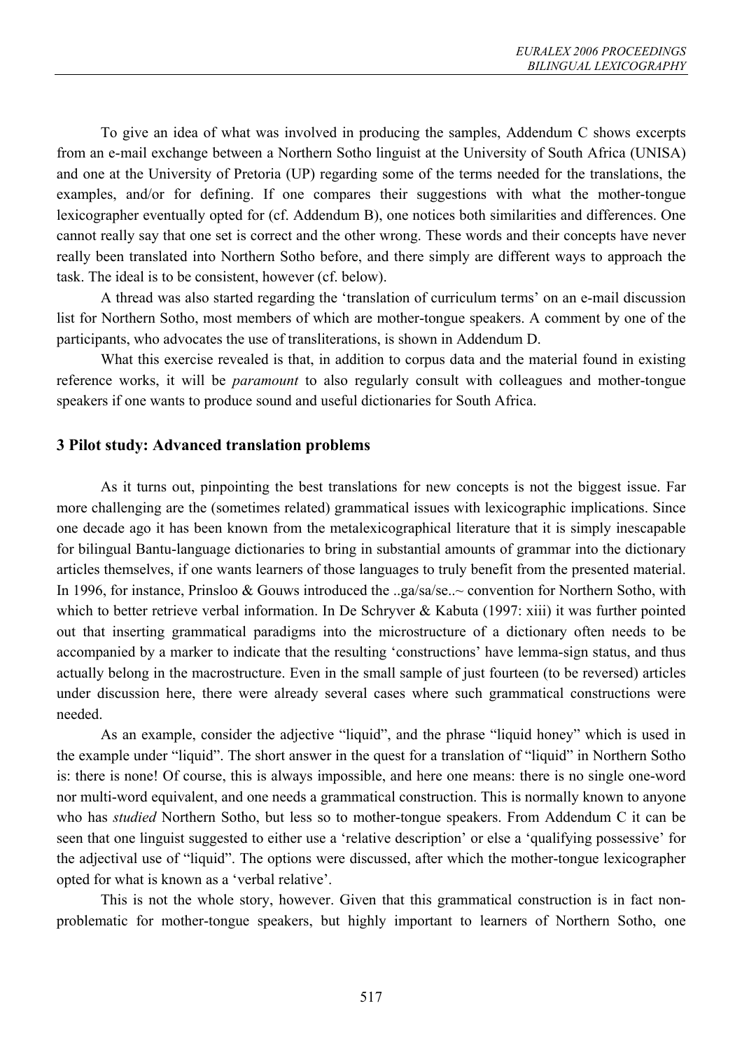To give an idea of what was involved in producing the samples, Addendum C shows excerpts from an e-mail exchange between a Northern Sotho linguist at the University of South Africa (UNISA) and one at the University of Pretoria (UP) regarding some of the terms needed for the translations, the examples, and/or for defining. If one compares their suggestions with what the mother-tongue lexicographer eventually opted for (cf. Addendum B), one notices both similarities and differences. One cannot really say that one set is correct and the other wrong. These words and their concepts have never really been translated into Northern Sotho before, and there simply are different ways to approach the task. The ideal is to be consistent, however (cf. below).

A thread was also started regarding the 'translation of curriculum terms' on an e-mail discussion list for Northern Sotho, most members of which are mother-tongue speakers. A comment by one of the participants, who advocates the use of transliterations, is shown in Addendum D.

What this exercise revealed is that, in addition to corpus data and the material found in existing reference works, it will be *paramount* to also regularly consult with colleagues and mother-tongue speakers if one wants to produce sound and useful dictionaries for South Africa.

## 3 Pilot study: Advanced translation problems

As it turns out, pinpointing the best translations for new concepts is not the biggest issue. Far more challenging are the (sometimes related) grammatical issues with lexicographic implications. Since one decade ago it has been known from the metalexicographical literature that it is simply inescapable for bilingual Bantu-language dictionaries to bring in substantial amounts of grammar into the dictionary articles themselves, if one wants learners of those languages to truly benefit from the presented material. In 1996, for instance, Prinsloo & Gouws introduced the ..ga/sa/se..~ convention for Northern Sotho, with which to better retrieve verbal information. In De Schryver & Kabuta (1997: xiii) it was further pointed out that inserting grammatical paradigms into the microstructure of a dictionary often needs to be accompanied by a marker to indicate that the resulting 'constructions' have lemma-sign status, and thus actually belong in the macrostructure. Even in the small sample of just fourteen (to be reversed) articles under discussion here, there were already several cases where such grammatical constructions were needed.

As an example, consider the adjective "liquid", and the phrase "liquid honey" which is used in the example under "liquid". The short answer in the quest for a translation of "liquid" in Northern Sotho is: there is none! Of course, this is always impossible, and here one means: there is no single one-word nor multi-word equivalent, and one needs a grammatical construction. This is normally known to anyone who has *studied* Northern Sotho, but less so to mother-tongue speakers. From Addendum C it can be seen that one linguist suggested to either use a 'relative description' or else a 'qualifying possessive' for the adjectival use of "liquid". The options were discussed, after which the mother-tongue lexicographer opted for what is known as a 'verbal relative'.

This is not the whole story, however. Given that this grammatical construction is in fact non-problematic for mother-tongue speakers, but highly important to learners of Northern Sotho, one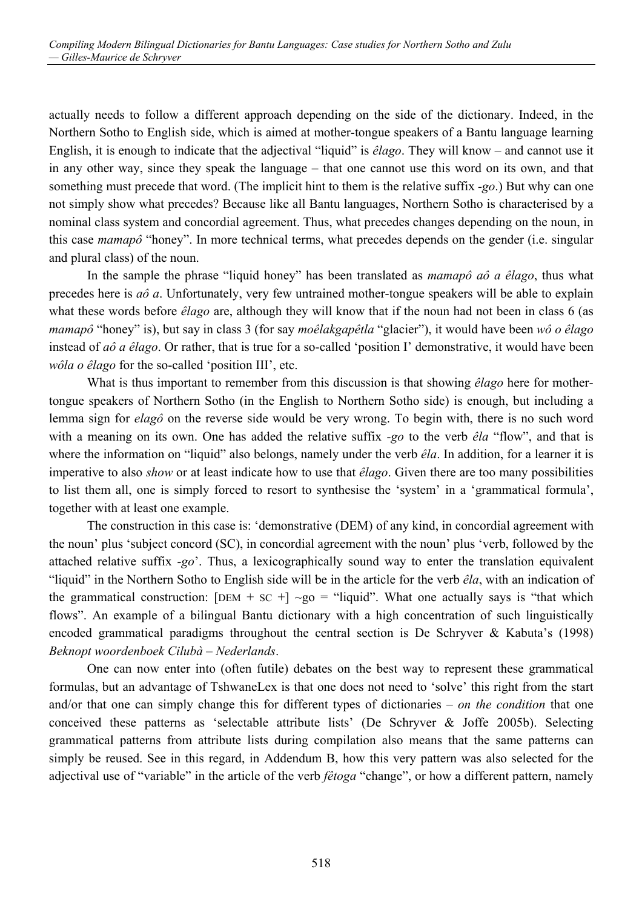actually needs to follow a different approach depending on the side of the dictionary. Indeed, in the Northern Sotho to English side, which is aimed at mother-tongue speakers of a Bantu language learning English, it is enough to indicate that the adjectival "liquid" is *êlago*. They will know – and cannot use it in any other way, since they speak the language – that one cannot use this word on its own, and that something must precede that word. (The implicit hint to them is the relative suffix *-go*.) But why can one not simply show what precedes? Because like all Bantu languages, Northern Sotho is characterised by a nominal class system and concordial agreement. Thus, what precedes changes depending on the noun, in this case *mamapô* "honey". In more technical terms, what precedes depends on the gender (i.e. singular and plural class) of the noun.

In the sample the phrase "liquid honey" has been translated as *mamapô aô a êlago*, thus what precedes here is *aô a*. Unfortunately, very few untrained mother-tongue speakers will be able to explain what these words before *êlago* are, although they will know that if the noun had not been in class 6 (as *mamapô* "honey" is), but say in class 3 (for say *moêlakgapêtla* "glacier"), it would have been *wô o êlago* instead of *aô a êlago*. Or rather, that is true for a so-called 'position I' demonstrative, it would have been *wôla o êlago* for the so-called 'position III', etc.

What is thus important to remember from this discussion is that showing *êlago* here for mother-tongue speakers of Northern Sotho (in the English to Northern Sotho side) is enough, but including a lemma sign for *elagô* on the reverse side would be very wrong. To begin with, there is no such word with a meaning on its own. One has added the relative suffix *-go* to the verb *êla* "flow", and that is where the information on "liquid" also belongs, namely under the verb *êla*. In addition, for a learner it is imperative to also *show* or at least indicate how to use that *êlago*. Given there are too many possibilities to list them all, one is simply forced to resort to synthesise the 'system' in a 'grammatical formula', together with at least one example.

The construction in this case is: 'demonstrative (DEM) of any kind, in concordial agreement with the noun' plus 'subject concord (SC), in concordial agreement with the noun' plus 'verb, followed by the attached relative suffix *-go*'. Thus, a lexicographically sound way to enter the translation equivalent "liquid" in the Northern Sotho to English side will be in the article for the verb *êla*, with an indication of the grammatical construction: [DEM + SC +] ~go = "liquid". What one actually says is "that which flows". An example of a bilingual Bantu dictionary with a high concentration of such linguistically encoded grammatical paradigms throughout the central section is De Schryver & Kabuta's (1998) *Beknopt woordenboek Cilubà – Nederlands*.

One can now enter into (often futile) debates on the best way to represent these grammatical formulas, but an advantage of TshwaneLex is that one does not need to 'solve' this right from the start and/or that one can simply change this for different types of dictionaries – *on the condition* that one conceived these patterns as 'selectable attribute lists' (De Schryver & Joffe 2005b). Selecting grammatical patterns from attribute lists during compilation also means that the same patterns can simply be reused. See in this regard, in Addendum B, how this very pattern was also selected for the adjectival use of "variable" in the article of the verb *fêtoga* "change", or how a different pattern, namely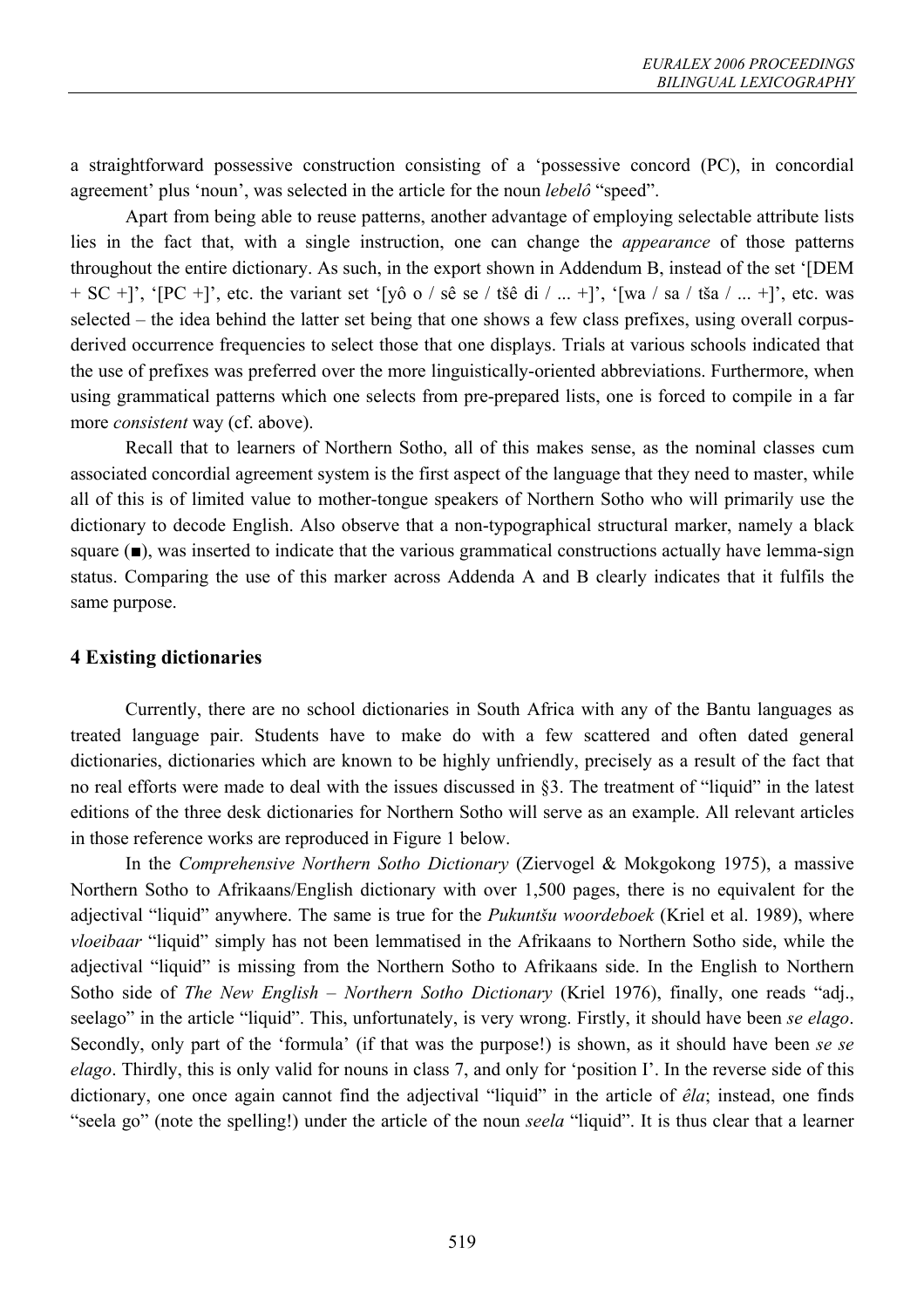a straightforward possessive construction consisting of a 'possessive concord (PC), in concordial agreement' plus 'noun', was selected in the article for the noun *lebelô* "speed".

Apart from being able to reuse patterns, another advantage of employing selectable attribute lists lies in the fact that, with a single instruction, one can change the *appearance* of those patterns throughout the entire dictionary. As such, in the export shown in Addendum B, instead of the set '[DEM + SC +]', '[PC +]', etc. the variant set '[yô o / sê se / tšê di / ... +]', '[wa / sa / tša / ... +]', etc. was selected – the idea behind the latter set being that one shows a few class prefixes, using overall corpus-derived occurrence frequencies to select those that one displays. Trials at various schools indicated that the use of prefixes was preferred over the more linguistically-oriented abbreviations. Furthermore, when using grammatical patterns which one selects from pre-prepared lists, one is forced to compile in a far more *consistent* way (cf. above).

Recall that to learners of Northern Sotho, all of this makes sense, as the nominal classes cum associated concordial agreement system is the first aspect of the language that they need to master, while all of this is of limited value to mother-tongue speakers of Northern Sotho who will primarily use the dictionary to decode English. Also observe that a non-typographical structural marker, namely a black square (■), was inserted to indicate that the various grammatical constructions actually have lemma-sign status. Comparing the use of this marker across Addenda A and B clearly indicates that it fulfils the same purpose.

## 4 Existing dictionaries

Currently, there are no school dictionaries in South Africa with any of the Bantu languages as treated language pair. Students have to make do with a few scattered and often dated general dictionaries, dictionaries which are known to be highly unfriendly, precisely as a result of the fact that no real efforts were made to deal with the issues discussed in §3. The treatment of "liquid" in the latest editions of the three desk dictionaries for Northern Sotho will serve as an example. All relevant articles in those reference works are reproduced in Figure 1 below.

In the *Comprehensive Northern Sotho Dictionary* (Ziervogel & Mokgokong 1975), a massive Northern Sotho to Afrikaans/English dictionary with over 1,500 pages, there is no equivalent for the adjectival "liquid" anywhere. The same is true for the *Pukuntšu woordeboek* (Kriel et al. 1989), where *vloeibaar* "liquid" simply has not been lemmatised in the Afrikaans to Northern Sotho side, while the adjectival "liquid" is missing from the Northern Sotho to Afrikaans side. In the English to Northern Sotho side of *The New English – Northern Sotho Dictionary* (Kriel 1976), finally, one reads "adj., seelago" in the article "liquid". This, unfortunately, is very wrong. Firstly, it should have been *se elago*. Secondly, only part of the 'formula' (if that was the purpose!) is shown, as it should have been *se se elago*. Thirdly, this is only valid for nouns in class 7, and only for 'position I'. In the reverse side of this dictionary, one once again cannot find the adjectival "liquid" in the article of *êla*; instead, one finds "seela go" (note the spelling!) under the article of the noun *seela* "liquid". It is thus clear that a learner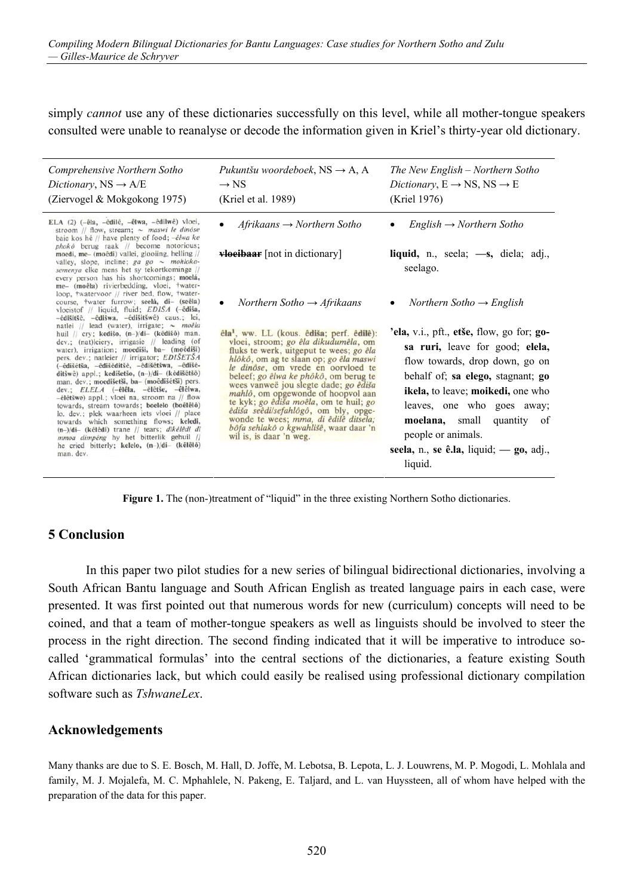simply *cannot* use any of these dictionaries successfully on this level, while all mother-tongue speakers consulted were unable to reanalyse or decode the information given in Kriel's thirty-year old dictionary.

| *Comprehensive Northern Sotho Dictionary*, NS → A/E (Ziervogel & Mokgokong 1975) | *Pukuntšu woordeboek*, NS → A, A → NS (Kriel et al. 1989) | *The New English – Northern Sotho Dictionary*, E → NS, NS → E (Kriel 1976) |
|---|---|---|
| **ELA** (2) (–êla, –êdilê, –êlwa, –êdilwê) vloei, stroom // flow, stream; ~ *maswi le dinôse* baie kos hê // have plenty of food; *–êlwa ke phokô* berug raak // become notorious; **moêdi, me–** (moêdi) vallei, glooiing, helling // valley, slope, incline; *ga go ~ mohlokasemenya* elke mens het sy tekortkominge // every person has his shortcomings; **moêlá, me–** (moêla) rivierbedding, vloei, †watervoor // river bed, flow, †water-course, †water furrow; **seêlá, di–** (seêla) vloeistof // liquid, fluid; *EDIŠA* (–êdiša, –êdišitšê, –êdišwa, –êdišitšwê) caus.; lei, natlei // lead (water), irrigate; ~ *moêla* huil // cry; **kêdišo, (n–)/di–** (kêdišô) man. dev.; (nat)leiery, irrigasie // leading (of water), irrigation; **moêdiši, ba–** (moêdiši) pers. dev.; natleier // irrigator; *EDIŠETŠA* (–êdišêtša, –êdišêditšê, –êdišêtšwa, –êdišêditšwê) appl.; **kêdišetšo, (n–)/di–** (kêdišêtšô) man. dev.; **moêdišetši, ba–** (moêdišêtši) pers. dev.; *ELELA* (–êlêla, –êlêtše, –êlêlwa, –êlêtšwe) appl.; vloei na, stroom na // flow towards, stream towards; **boêlelo** (boêlêlô) lo. dev.; plek waarheen iets vloei // place towards which something flows; **keledi, (n–)/di–** (kêlêdi) trane // tears; *dikêlêdi di mmoa dimpêng* hy het bitterlik gehuil // he cried bitterly; **kelelo, (n–)/di–** (kêlêlô) man. dev. | • *Afrikaans → Northern Sotho*<br><br>~~**vloeibaar**~~ [not in dictionary]<br><br>• *Northern Sotho → Afrikaans*<br><br>**êla[1]**, ww. LL (kous. **êdiša**; perf. **êdilê**): vloei, stroom; *go êla dikudumêla*, om fluks te werk, uitgeput te wees; *go êla hlôkô*, om ag te slaan op; *go êla maswi le dinôse*, om vrede en oorvloed te beleef; *go êlwa ke phôkô*, om berug te wees vanweë jou slegte dade; *go êdiša mahlô*, om opgewonde of hoopvol aan te kyk; *go êdiša moêla*, om te huil; *go êdiša seêdi/sefahlôgô*, om bly, opgewonde te wees; *mma, di êdilê ditsela; bôfa sehlakô o kgwahlišê*, waar daar 'n wil is, is daar 'n weg. | • *English → Northern Sotho*<br><br>**liquid,** n., seela; **—s,** diela; adj., seelago.<br><br>• *Northern Sotho → English*<br><br>**'ela,** v.i., pft., **etše,** flow, go for; **go-sa ruri,** leave for good; **elela,** flow towards, drop down, go on behalf of; **sa elego,** stagnant; **go ikela,** to leave; **moikedi,** one who leaves, one who goes away; **moelana,** small quantity of people or animals.<br><br>**seela,** n., **se ê.la,** liquid; **— go,** adj., liquid. |

**Figure 1.** The (non-)treatment of "liquid" in the three existing Northern Sotho dictionaries.

## 5 Conclusion

In this paper two pilot studies for a new series of bilingual bidirectional dictionaries, involving a South African Bantu language and South African English as treated language pairs in each case, were presented. It was first pointed out that numerous words for new (curriculum) concepts will need to be coined, and that a team of mother-tongue speakers as well as linguists should be involved to steer the process in the right direction. The second finding indicated that it will be imperative to introduce so-called 'grammatical formulas' into the central sections of the dictionaries, a feature existing South African dictionaries lack, but which could easily be realised using professional dictionary compilation software such as *TshwaneLex*.

## Acknowledgements

Many thanks are due to S. E. Bosch, M. Hall, D. Joffe, M. Lebotsa, B. Lepota, L. J. Louwrens, M. P. Mogodi, L. Mohlala and family, M. J. Mojalefa, M. C. Mphahlele, N. Pakeng, E. Taljard, and L. van Huyssteen, all of whom have helped with the preparation of the data for this paper.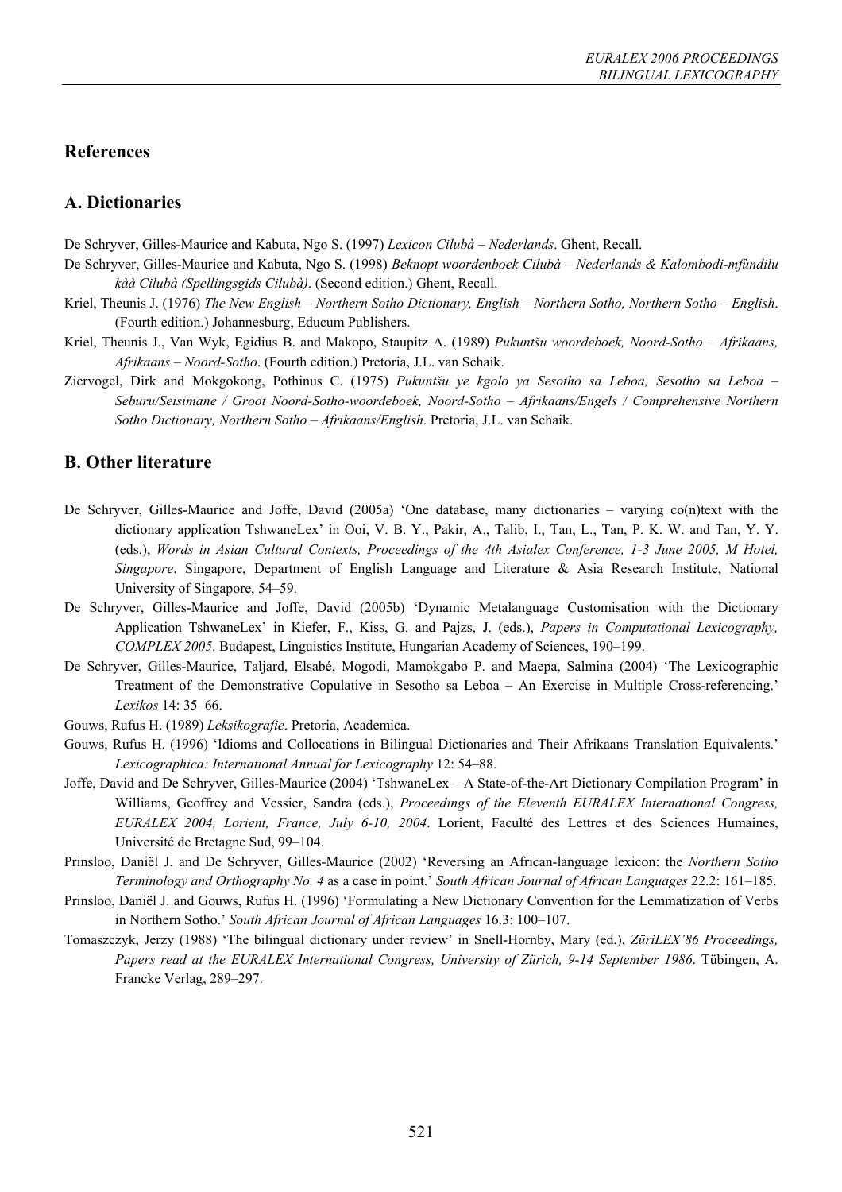## References

### A. Dictionaries

De Schryver, Gilles-Maurice and Kabuta, Ngo S. (1997) *Lexicon Cilubà – Nederlands*. Ghent, Recall.

De Schryver, Gilles-Maurice and Kabuta, Ngo S. (1998) *Beknopt woordenboek Cilubà – Nederlands & Kalombodi-mfùndilu kàà Cilubà (Spellingsgids Cilubà)*. (Second edition.) Ghent, Recall.

Kriel, Theunis J. (1976) *The New English – Northern Sotho Dictionary, English – Northern Sotho, Northern Sotho – English*. (Fourth edition.) Johannesburg, Educum Publishers.

Kriel, Theunis J., Van Wyk, Egidius B. and Makopo, Staupitz A. (1989) *Pukuntšu woordeboek, Noord-Sotho – Afrikaans, Afrikaans – Noord-Sotho*. (Fourth edition.) Pretoria, J.L. van Schaik.

Ziervogel, Dirk and Mokgokong, Pothinus C. (1975) *Pukuntšu ye kgolo ya Sesotho sa Leboa, Sesotho sa Leboa – Seburu/Seisimane / Groot Noord-Sotho-woordeboek, Noord-Sotho – Afrikaans/Engels / Comprehensive Northern Sotho Dictionary, Northern Sotho – Afrikaans/English*. Pretoria, J.L. van Schaik.

### B. Other literature

De Schryver, Gilles-Maurice and Joffe, David (2005a) 'One database, many dictionaries – varying co(n)text with the dictionary application TshwaneLex' in Ooi, V. B. Y., Pakir, A., Talib, I., Tan, L., Tan, P. K. W. and Tan, Y. Y. (eds.), *Words in Asian Cultural Contexts, Proceedings of the 4th Asialex Conference, 1-3 June 2005, M Hotel, Singapore*. Singapore, Department of English Language and Literature & Asia Research Institute, National University of Singapore, 54–59.

De Schryver, Gilles-Maurice and Joffe, David (2005b) 'Dynamic Metalanguage Customisation with the Dictionary Application TshwaneLex' in Kiefer, F., Kiss, G. and Pajzs, J. (eds.), *Papers in Computational Lexicography, COMPLEX 2005*. Budapest, Linguistics Institute, Hungarian Academy of Sciences, 190–199.

De Schryver, Gilles-Maurice, Taljard, Elsabé, Mogodi, Mamokgabo P. and Maepa, Salmina (2004) 'The Lexicographic Treatment of the Demonstrative Copulative in Sesotho sa Leboa – An Exercise in Multiple Cross-referencing.' *Lexikos* 14: 35–66.

Gouws, Rufus H. (1989) *Leksikografie*. Pretoria, Academica.

Gouws, Rufus H. (1996) 'Idioms and Collocations in Bilingual Dictionaries and Their Afrikaans Translation Equivalents.' *Lexicographica: International Annual for Lexicography* 12: 54–88.

Joffe, David and De Schryver, Gilles-Maurice (2004) 'TshwaneLex – A State-of-the-Art Dictionary Compilation Program' in Williams, Geoffrey and Vessier, Sandra (eds.), *Proceedings of the Eleventh EURALEX International Congress, EURALEX 2004, Lorient, France, July 6-10, 2004*. Lorient, Faculté des Lettres et des Sciences Humaines, Université de Bretagne Sud, 99–104.

Prinsloo, Daniël J. and De Schryver, Gilles-Maurice (2002) 'Reversing an African-language lexicon: the *Northern Sotho Terminology and Orthography No. 4* as a case in point.' *South African Journal of African Languages* 22.2: 161–185.

Prinsloo, Daniël J. and Gouws, Rufus H. (1996) 'Formulating a New Dictionary Convention for the Lemmatization of Verbs in Northern Sotho.' *South African Journal of African Languages* 16.3: 100–107.

Tomaszczyk, Jerzy (1988) 'The bilingual dictionary under review' in Snell-Hornby, Mary (ed.), *ZüriLEX'86 Proceedings, Papers read at the EURALEX International Congress, University of Zürich, 9-14 September 1986*. Tübingen, A. Francke Verlag, 289–297.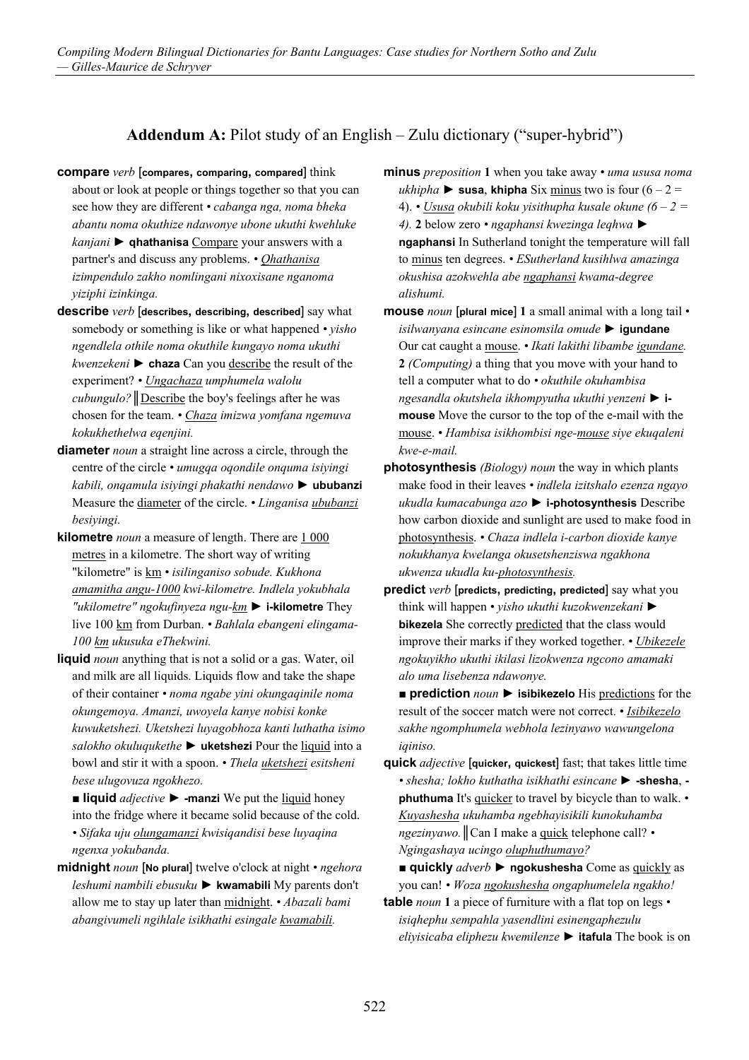## **Addendum A:** Pilot study of an English – Zulu dictionary ("super-hybrid")

**compare** *verb* [**compares, comparing, compared**] think about or look at people or things together so that you can see how they are different • *cabanga nga, noma bheka abantu noma okuthize ndawonye ubone ukuthi kwehluke kanjani* ► **qhathanisa** Compare your answers with a partner's and discuss any problems. • *Qhathanisa izimpendulo zakho nomlingani nixoxisane nganoma yiziphi izinkinga.*

**describe** *verb* [**describes, describing, described**] say what somebody or something is like or what happened • *yisho ngendlela othile noma okuthile kungayo noma ukuthi kwenzekeni* ► **chaza** Can you describe the result of the experiment? • *Ungachaza umphumela walolu cubungulo?* ║Describe the boy's feelings after he was chosen for the team. • *Chaza imizwa yomfana ngemuva kokukhethelwa eqenjini.*

**diameter** *noun* a straight line across a circle, through the centre of the circle • *umugqa oqondile onquma isiyingi kabili, onqamula isiyingi phakathi nendawo* ► **ububanzi** Measure the diameter of the circle. • *Linganisa ububanzi besiyingi.*

**kilometre** *noun* a measure of length. There are 1 000 metres in a kilometre. The short way of writing "kilometre" is km • *isilinganiso sobude. Kukhona amamitha angu-1000 kwi-kilometre. Indlela yokubhala "ukilometre" ngokufinyeza ngu-km* ► **i-kilometre** They live 100 km from Durban. • *Bahlala ebangeni elingama-100 km ukusuka eThekwini.*

**liquid** *noun* anything that is not a solid or a gas. Water, oil and milk are all liquids. Liquids flow and take the shape of their container • *noma ngabe yini okungaqinile noma okungemoya. Amanzi, uwoyela kanye nobisi konke kuwuketshezi. Uketshezi luyagobhoza kanti luthatha isimo salokho okuluqukethe* ► **uketshezi** Pour the liquid into a bowl and stir it with a spoon. • *Thela uketshezi esitsheni bese ulugovuza ngokhezo.*

■ **liquid** *adjective* ► **-manzi** We put the liquid honey into the fridge where it became solid because of the cold. • *Sifaka uju olungamanzi kwisiqandisi bese luyaqina ngenxa yokubanda.*

**midnight** *noun* [**No plural**] twelve o'clock at night • *ngehora leshumi nambili ebusuku* ► **kwamabili** My parents don't allow me to stay up later than midnight. • *Abazali bami abangivumeli ngihlale isikhathi esingale kwamabili.*

**minus** *preposition* **1** when you take away • *uma ususa noma ukhipha* ► **susa**, **khipha** Six minus two is four ($6 – 2 = 4$). • *Ususa okubili koku yisithupha kusale okune ($6 – 2 = 4$).* **2** below zero • *ngaphansi kwezinga leqhwa* ► **ngaphansi** In Sutherland tonight the temperature will fall to minus ten degrees. • *ESutherland kusihlwa amazinga okushisa azokwehla abe ngaphansi kwama-degree alishumi.*

**mouse** *noun* [**plural mice**] **1** a small animal with a long tail • *isilwanyana esincane esinomsila omude* ► **igundane** Our cat caught a mouse. • *Ikati lakithi libambe igundane.* **2** *(Computing)* a thing that you move with your hand to tell a computer what to do • *okuthile okuhambisa ngesandla okutshela ikhompyutha ukuthi yenzeni* ► **i-mouse** Move the cursor to the top of the e-mail with the mouse. • *Hambisa isikhombisi nge-mouse siye ekuqaleni kwe-e-mail.*

**photosynthesis** *(Biology) noun* the way in which plants make food in their leaves • *indlela izitshalo ezenza ngayo ukudla kumacabunga azo* ► **i-photosynthesis** Describe how carbon dioxide and sunlight are used to make food in photosynthesis. • *Chaza indlela i-carbon dioxide kanye nokukhanya kwelanga okusetshenziswa ngakhona ukwenza ukudla ku-photosynthesis.*

**predict** *verb* [**predicts, predicting, predicted**] say what you think will happen • *yisho ukuthi kuzokwenzekani* ► **bikezela** She correctly predicted that the class would improve their marks if they worked together. • *Ubikezele ngokuyikho ukuthi ikilasi lizokwenza ngcono amamaki alo uma lisebenza ndawonye.*

■ **prediction** *noun* ► **isibikezelo** His predictions for the result of the soccer match were not correct. • *Isibikezelo sakhe ngomphumela webhola lezinyawo wawungelona iqiniso.*

**quick** *adjective* [**quicker, quickest**] fast; that takes little time • *shesha; lokho kuthatha isikhathi esincane* ► **-shesha**, **-phuthuma** It's quicker to travel by bicycle than to walk. • *Kuyashesha ukuhamba ngebhayisikili kunokuhamba ngezinyawo.*║Can I make a quick telephone call? • *Ngingashaya ucingo oluphuthumayo?*

■ **quickly** *adverb* ► **ngokushesha** Come as quickly as you can! • *Woza ngokushesha ongaphumelela ngakho!*

**table** *noun* **1** a piece of furniture with a flat top on legs • *isiqhephu sempahla yasendlini esinengaphezulu eliyisicaba eliphezu kwemilenze* ► **itafula** The book is on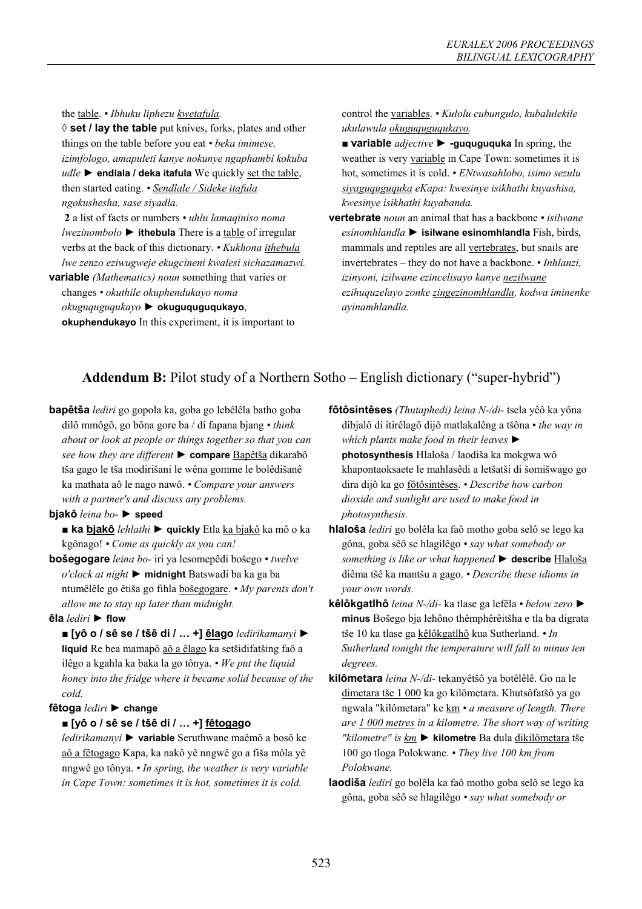the <u>table</u>. • *Ibhuku liphezu <u>kwetafula</u>.*

◊ **set / lay the table** put knives, forks, plates and other things on the table before you eat • *beka imimese, izimfologo, amapuleti kanye nokunye ngaphambi kokuba udle* ► **endlala / deka itafula** We quickly <u>set the table</u>, then started eating. • *<u>Sendlale / Sideke itafula</u> ngokushesha, sase siyadla.*

**2** a list of facts or numbers • *uhlu lamaqiniso noma lwezinombolo* ► **ithebula** There is a <u>table</u> of irregular verbs at the back of this dictionary. • *Kukhona <u>ithebula</u> lwe zenzo eziwugweje ekugcineni kwalesi sichazamazwi.*

**variable** *(Mathematics) noun* something that varies or changes • *okuthile okuphendukayo noma okuguquguqukayo* ► **okuguquguqukayo**, **okuphendukayo** In this experiment, it is important to control the <u>variables</u>. • *Kulolu cubungulo, kubalulekile ukulawula <u>okuguquguqukayo</u>.*

■ **variable** *adjective* ► **-guquguquka** In spring, the weather is very <u>variable</u> in Cape Town: sometimes it is hot, sometimes it is cold. • *ENtwasahlobo, isimo sezulu <u>siyaguquguquka</u> eKapa: kwesinye isikhathi kuyashisa, kwesinye isikhathi kuyabanda.*

**vertebrate** *noun* an animal that has a backbone • *isilwane esinomhlandla* ► **isilwane esinomhlandla** Fish, birds, mammals and reptiles are all <u>vertebrates</u>, but snails are invertebrates – they do not have a backbone. • *Inhlanzi, izinyoni, izilwane ezincelisayo kanye <u>nezilwane</u> ezihuquzelayo zonke <u>zingezinomhlandla</u>, kodwa iminenke ayinamhlandla.*

## **Addendum B:** Pilot study of a Northern Sotho – English dictionary ("super-hybrid")

**bapêtša** *lediri* go gopola ka, goba go lebêlêla batho goba dilô mmôgô, go bôna gore ba / di fapana bjang • *think about or look at people or things together so that you can see how they are different* ► **compare** <u>Bapêtša</u> dikarabô tša gago le tša modirišani le wêna gomme le bolêdišanê ka mathata aô le nago nawô. • *Compare your answers with a partner's and discuss any problems.*

**bjakô** *leina bo-* ► **speed**

■ **ka <u>bjakô</u>** *lehlathi* ► **quickly** Etla <u>ka bjakô</u> ka mô o ka kgônago! • *Come as quickly as you can!*

**bošegogare** *leina bo-* iri ya lesomepêdi bošego • *twelve o'clock at night* ► **midnight** Batswadi ba ka ga ba ntumêlêle go êtiša go fihla <u>bošegogare</u>. • *My parents don't allow me to stay up later than midnight.*

**êla** *lediri* ► **flow**

■ **[yô o / sê se / tšê di / … +] <u>êlago</u>** *ledirikamanyi* ► **liquid** Re bea mamapô <u>aô a êlago</u> ka setšidifatšing faô a ilêgo a kgahla ka baka la go tônya. • *We put the liquid honey into the fridge where it became solid because of the cold.*

**fêtoga** *lediri* ► **change**

■ **[yô o / sê se / tšê di / … +] <u>fêtogago</u>** *ledirikamanyi* ► **variable** Seruthwane maêmô a bosô ke <u>aô a fêtogago</u> Kapa, ka nakô yê nngwê go a fîša môla yê nngwê go tônya. • *In spring, the weather is very variable in Cape Town: sometimes it is hot, sometimes it is cold.*

**fôtôsintêses** *(Thutaphedi) leina N-/di-* tsela yêô ka yôna dibjalô di itirêlagô dijô matlakalêng a tšôna • *the way in which plants make food in their leaves* ► **photosynthesis** Hlaloša / laodiša ka mokgwa wô khapontaoksaete le mahlasêdi a letšatši di šomišwago go dira dijô ka go <u>fôtôsintêses</u>. • *Describe how carbon dioxide and sunlight are used to make food in photosynthesis.*

**hlaloša** *lediri* go bolêla ka faô motho goba selô se lego ka gôna, goba sêô se hlagilêgo • *say what somebody or something is like or what happened* ► **describe** <u>Hlaloša</u> diêma tšê ka mantšu a gago. • *Describe these idioms in your own words.*

**kêlôkgatlhô** *leina N-/di-* ka tlase ga lefêla • *below zero* ► **minus** Bošego bja lehôno thêmphêrêitšha e tla ba digrata tše 10 ka tlase ga <u>kêlôkgatlhô</u> kua Sutherland. • *In Sutherland tonight the temperature will fall to minus ten degrees.*

**kilômetara** *leina N-/di-* tekanyêtšô ya botêlêlê. Go na le <u>dimetara tše 1 000</u> ka go kilômetara. Khutsôfatšô ya go ngwala "kilômetara" ke <u>km</u> • *a measure of length. There are <u>1 000 metres</u> in a kilometre. The short way of writing "kilometre" is <u>km</u>* ► **kilometre** Ba dula <u>dikilômetara</u> tše 100 go tloga Polokwane. • *They live 100 km from Polokwane.*

**laodiša** *lediri* go bolêla ka faô motho goba selô se lego ka gôna, goba sêô se hlagilêgo • *say what somebody or*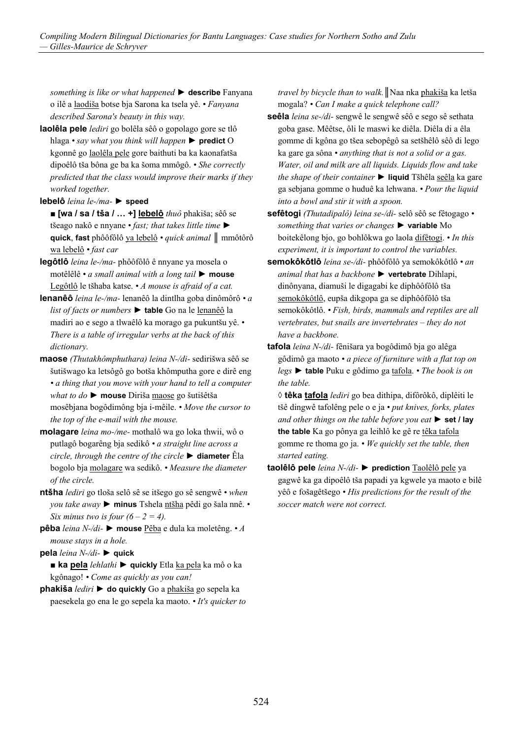*something is like or what happened* ► **describe** Fanyana o ilê a laodiša botse bja Sarona ka tsela yê. • *Fanyana described Sarona's beauty in this way.*

**laolêla pele** *lediri* go bolêla sêô o gopolago gore se tlô hlaga • *say what you think will happen* ► **predict** O kgonnê go laolêla pele gore baithuti ba ka kaonafatša dipoêlô tša bôna ge ba ka šoma mmôgô. • *She correctly predicted that the class would improve their marks if they worked together.*

**lebelô** *leina le-/ma-* ► **speed**

■ **[wa / sa / tša / … +] lebelô** *thuô* phakiša; sêô se tšeago nakô e nnyane • *fast; that takes little time* ► **quick**, **fast** phôôfôlô ya lebelô • *quick animal* ║ mmôtôrô wa lebelô • *fast car*

**legôtlô** *leina le-/ma-* phôôfôlô ê nnyane ya mosela o motêlêlê • *a small animal with a long tail* ► **mouse** Legôtlô le tšhaba katse. • *A mouse is afraid of a cat.*

**lenanêô** *leina le-/ma-* lenanêô la dintlha goba dinômôrô • *a list of facts or numbers* ► **table** Go na le lenanêô la madiri ao e sego a tlwaêlô ka morago ga pukuntšu yê. • *There is a table of irregular verbs at the back of this dictionary.*

**maose** *(Thutakhômphuthara) leina N-/di-* sedirišwa sêô se šutišwago ka letsôgô go botša khômputha gore e dirê eng • *a thing that you move with your hand to tell a computer what to do* ► **mouse** Diriša maose go šutišêtša mosêbjana bogôdimông bja i-mêile. • *Move the cursor to the top of the e-mail with the mouse.*

**molagare** *leina mo-/me-* mothalô wa go loka thwii, wô o putlagô bogarêng bja sedikô • *a straight line across a circle, through the centre of the circle* ► **diameter** Êla bogolo bja molagare wa sedikô. • *Measure the diameter of the circle.*

**ntšha** *lediri* go tloša selô sê se itšego go sê sengwê • *when you take away* ► **minus** Tshela ntšha pêdi go šala nnê. • *Six minus two is four* $(6 - 2 = 4)$.

**pêba** *leina N-/di-* ► **mouse** Pêba e dula ka moletêng. • *A mouse stays in a hole.*

**pela** *leina N-/di-* ► **quick**

■ **ka pela** *lehlathi* ► **quickly** Etla ka pela ka mô o ka kgônago! • *Come as quickly as you can!*

**phakiša** *lediri* ► **do quickly** Go a phakiša go sepela ka paesekela go ena le go sepela ka maoto. • *It's quicker to travel by bicycle than to walk.*║Naa nka phakiša ka letša mogala? • *Can I make a quick telephone call?*

**seêla** *leina se-/di-* sengwê le sengwê sêô e sego sê sethata goba gase. Mêêtse, ôli le maswi ke diêla. Diêla di a êla gomme di kgôna go tšea sebopêgô sa setšhêlô sêô di lego ka gare ga sôna • *anything that is not a solid or a gas. Water, oil and milk are all liquids. Liquids flow and take the shape of their container* ► **liquid** Tšhêla seêla ka gare ga sebjana gomme o huduê ka lehwana. • *Pour the liquid into a bowl and stir it with a spoon.*

**sefêtogi** *(Thutadipalô) leina se-/di-* selô sêô se fêtogago • *something that varies or changes* ► **variable** Mo boitekêlong bjo, go bohlôkwa go laola difêtogi. • *In this experiment, it is important to control the variables.*

**semokôkôtlô** *leina se-/di-* phôôfôlô ya semokôkôtlô • *an animal that has a backbone* ► **vertebrate** Dihlapi, dinônyana, diamuši le digagabi ke diphôôfôlô tša semokôkôtlô, eupša dikgopa ga se diphôôfôlô tša semokôkôtlô. • *Fish, birds, mammals and reptiles are all vertebrates, but snails are invertebrates – they do not have a backbone.*

**tafola** *leina N-/di-* fênišara ya bogôdimô bja go alêga gôdimô ga maoto • *a piece of furniture with a flat top on legs* ► **table** Puku e gôdimo ga tafola. • *The book is on the table.*

◊ **têka tafola** *lediri* go bea dithipa, difôrôkô, diplêiti le tšê dingwê tafolêng pele o e ja • *put knives, forks, plates and other things on the table before you eat* ► **set / lay the table** Ka go pônya ga leihlô ke gê re têka tafola gomme re thoma go ja. • *We quickly set the table, then started eating.*

**taolêlô pele** *leina N-/di-* ► **prediction** Taolêlô pele ya gagwê ka ga dipoêlô tša papadi ya kgwele ya maoto e bilê yêô e fošagêtšego • *His predictions for the result of the soccer match were not correct.*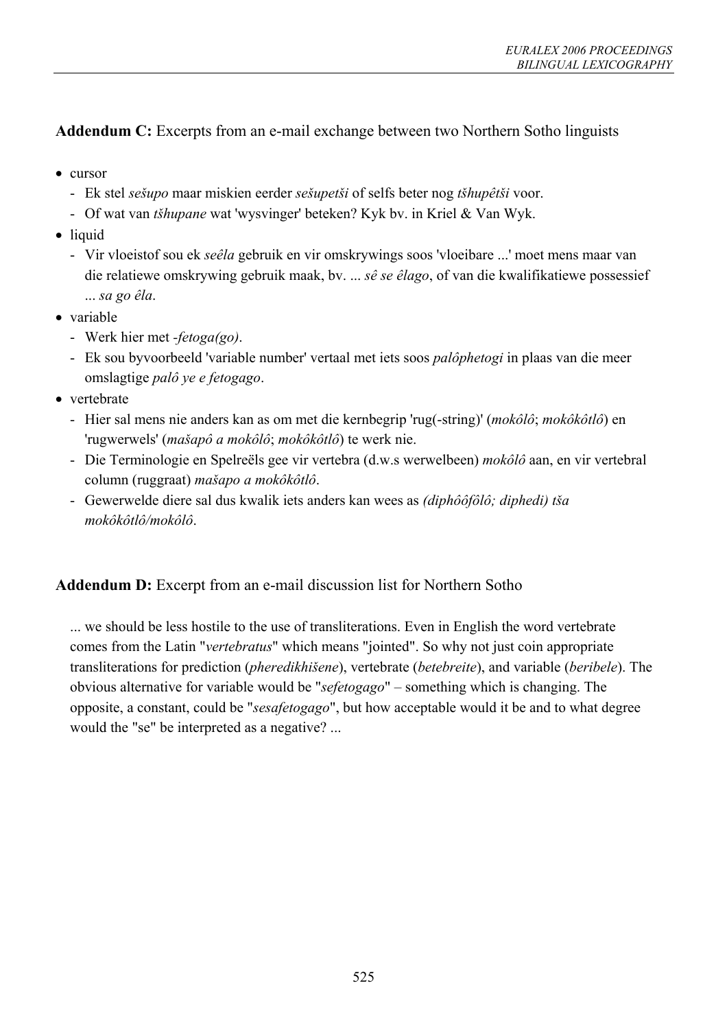**Addendum C:** Excerpts from an e-mail exchange between two Northern Sotho linguists

- cursor
  - Ek stel *sešupo* maar miskien eerder *sešupetši* of selfs beter nog *tšhupêtši* voor.
  - Of wat van *tšhupane* wat 'wysvinger' beteken? Kyk bv. in Kriel & Van Wyk.
- liquid
  - Vir vloeistof sou ek *seêla* gebruik en vir omskrywings soos 'vloeibare ...' moet mens maar van die relatiewe omskrywing gebruik maak, bv. ... *sê se êlago*, of van die kwalifikatiewe possessief ... *sa go êla*.
- variable
  - Werk hier met *-fetoga(go)*.
  - Ek sou byvoorbeeld 'variable number' vertaal met iets soos *palôphetogi* in plaas van die meer omslagtige *palô ye e fetogago*.
- vertebrate
  - Hier sal mens nie anders kan as om met die kernbegrip 'rug(-string)' (*mokôlô*; *mokôkôtlô*) en 'rugwerwels' (*mašapô a mokôlô*; *mokôkôtlô*) te werk nie.
  - Die Terminologie en Spelreëls gee vir vertebra (d.w.s werwelbeen) *mokôlô* aan, en vir vertebral column (ruggraat) *mašapo a mokôkôtlô*.
  - Gewerwelde diere sal dus kwalik iets anders kan wees as *(diphôôfôlô; diphedi) tša mokôkôtlô/mokôlô*.

**Addendum D:** Excerpt from an e-mail discussion list for Northern Sotho

... we should be less hostile to the use of transliterations. Even in English the word vertebrate comes from the Latin "*vertebratus*" which means "jointed". So why not just coin appropriate transliterations for prediction (*pheredikhišene*), vertebrate (*betebreite*), and variable (*beribele*). The obvious alternative for variable would be "*sefetogago*" – something which is changing. The opposite, a constant, could be "*sesafetogago*", but how acceptable would it be and to what degree would the "se" be interpreted as a negative? ...